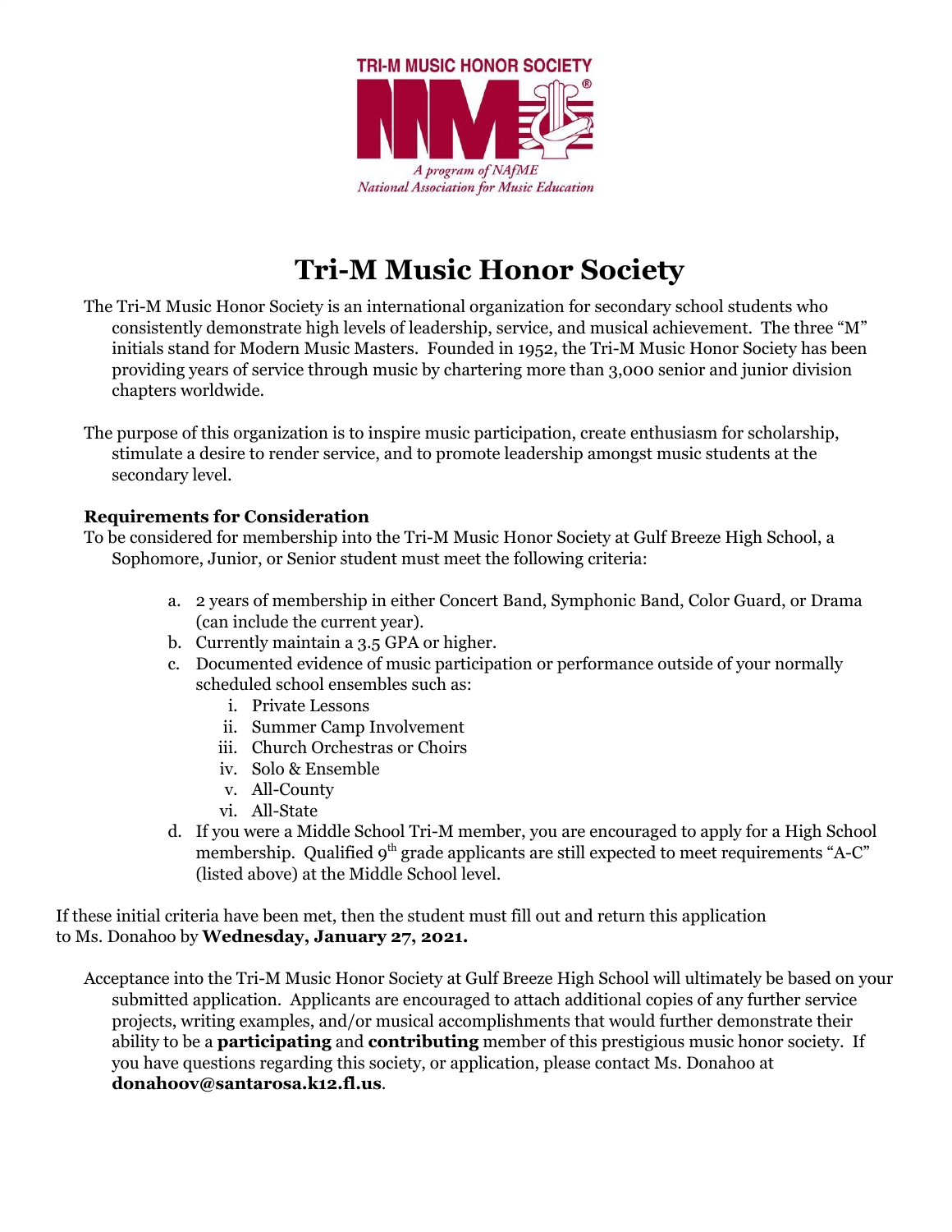TRI-M MUSIC HONOR SOCIETY

*A program of NAfME*
*National Association for Music Education*

# Tri-M Music Honor Society

The Tri-M Music Honor Society is an international organization for secondary school students who consistently demonstrate high levels of leadership, service, and musical achievement. The three "M" initials stand for Modern Music Masters. Founded in 1952, the Tri-M Music Honor Society has been providing years of service through music by chartering more than 3,000 senior and junior division chapters worldwide.

The purpose of this organization is to inspire music participation, create enthusiasm for scholarship, stimulate a desire to render service, and to promote leadership amongst music students at the secondary level.

**Requirements for Consideration**

To be considered for membership into the Tri-M Music Honor Society at Gulf Breeze High School, a Sophomore, Junior, or Senior student must meet the following criteria:

a. 2 years of membership in either Concert Band, Symphonic Band, Color Guard, or Drama (can include the current year).
b. Currently maintain a 3.5 GPA or higher.
c. Documented evidence of music participation or performance outside of your normally scheduled school ensembles such as:
   i. Private Lessons
   ii. Summer Camp Involvement
   iii. Church Orchestras or Choirs
   iv. Solo & Ensemble
   v. All-County
   vi. All-State
d. If you were a Middle School Tri-M member, you are encouraged to apply for a High School membership. Qualified 9th grade applicants are still expected to meet requirements "A-C" (listed above) at the Middle School level.

If these initial criteria have been met, then the student must fill out and return this application to Ms. Donahoo by **Wednesday, January 27, 2021.**

Acceptance into the Tri-M Music Honor Society at Gulf Breeze High School will ultimately be based on your submitted application. Applicants are encouraged to attach additional copies of any further service projects, writing examples, and/or musical accomplishments that would further demonstrate their ability to be a **participating** and **contributing** member of this prestigious music honor society. If you have questions regarding this society, or application, please contact Ms. Donahoo at **donahoov@santarosa.k12.fl.us**.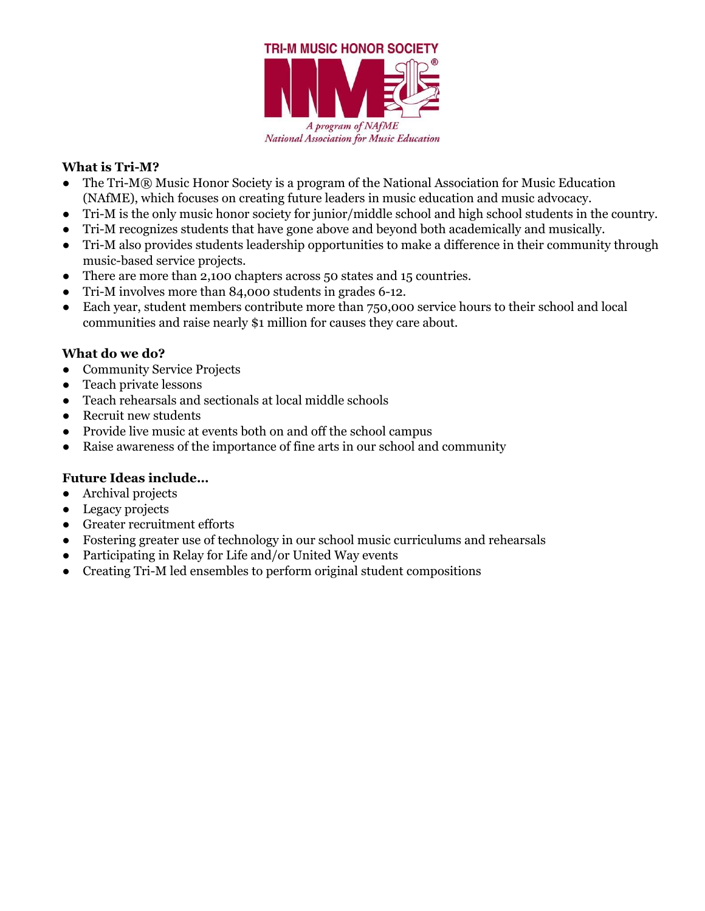TRI-M MUSIC HONOR SOCIETY

*A program of NAfME*
*National Association for Music Education*

**What is Tri-M?**

- The Tri-M® Music Honor Society is a program of the National Association for Music Education (NAfME), which focuses on creating future leaders in music education and music advocacy.
- Tri-M is the only music honor society for junior/middle school and high school students in the country.
- Tri-M recognizes students that have gone above and beyond both academically and musically.
- Tri-M also provides students leadership opportunities to make a difference in their community through music-based service projects.
- There are more than 2,100 chapters across 50 states and 15 countries.
- Tri-M involves more than 84,000 students in grades 6-12.
- Each year, student members contribute more than 750,000 service hours to their school and local communities and raise nearly $1 million for causes they care about.

**What do we do?**

- Community Service Projects
- Teach private lessons
- Teach rehearsals and sectionals at local middle schools
- Recruit new students
- Provide live music at events both on and off the school campus
- Raise awareness of the importance of fine arts in our school and community

**Future Ideas include...**

- Archival projects
- Legacy projects
- Greater recruitment efforts
- Fostering greater use of technology in our school music curriculums and rehearsals
- Participating in Relay for Life and/or United Way events
- Creating Tri-M led ensembles to perform original student compositions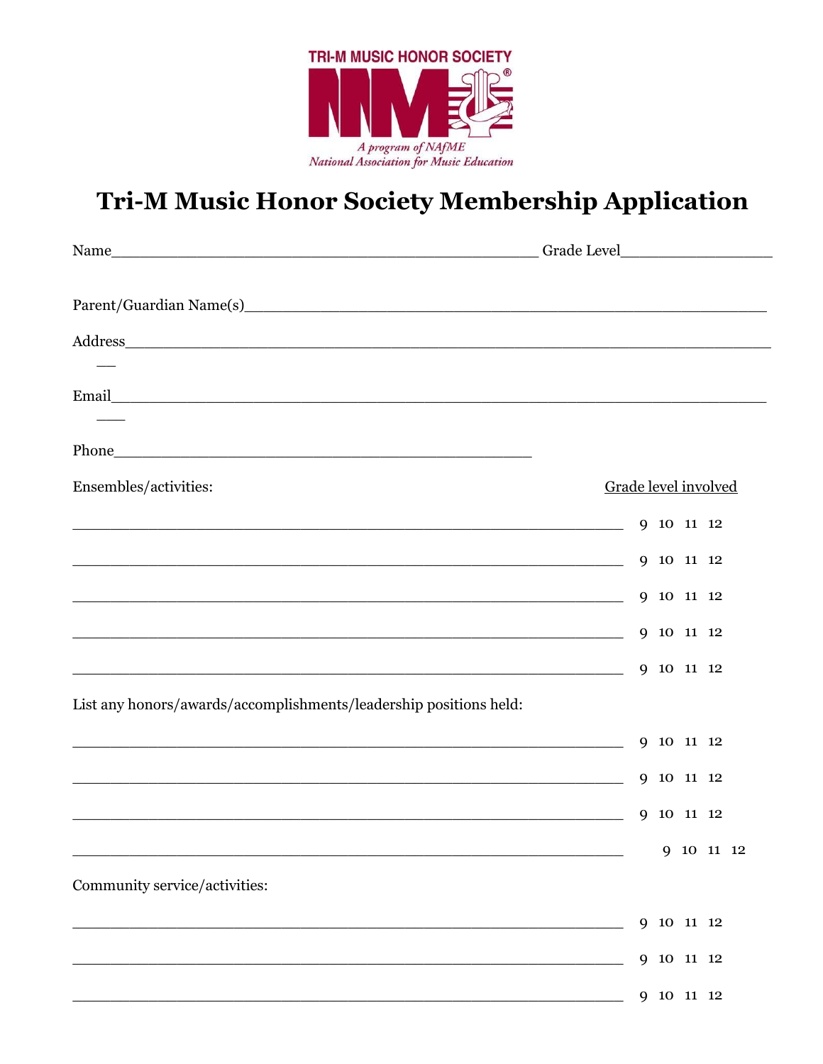TRI-M MUSIC HONOR SOCIETY

*A program of NAfME*
*National Association for Music Education*

# Tri-M Music Honor Society Membership Application

Name_____________________________________________ Grade Level________________

Parent/Guardian Name(s)____________________________________________________________

Address_____________________________________________________________________

Email_______________________________________________________________________

Phone____________________________________________

Ensembles/activities: Grade level involved

__________________________________________________________ 9 10 11 12

__________________________________________________________ 9 10 11 12

__________________________________________________________ 9 10 11 12

__________________________________________________________ 9 10 11 12

__________________________________________________________ 9 10 11 12

List any honors/awards/accomplishments/leadership positions held:

__________________________________________________________ 9 10 11 12

__________________________________________________________ 9 10 11 12

__________________________________________________________ 9 10 11 12

__________________________________________________________ 9 10 11 12

Community service/activities:

__________________________________________________________ 9 10 11 12

__________________________________________________________ 9 10 11 12

__________________________________________________________ 9 10 11 12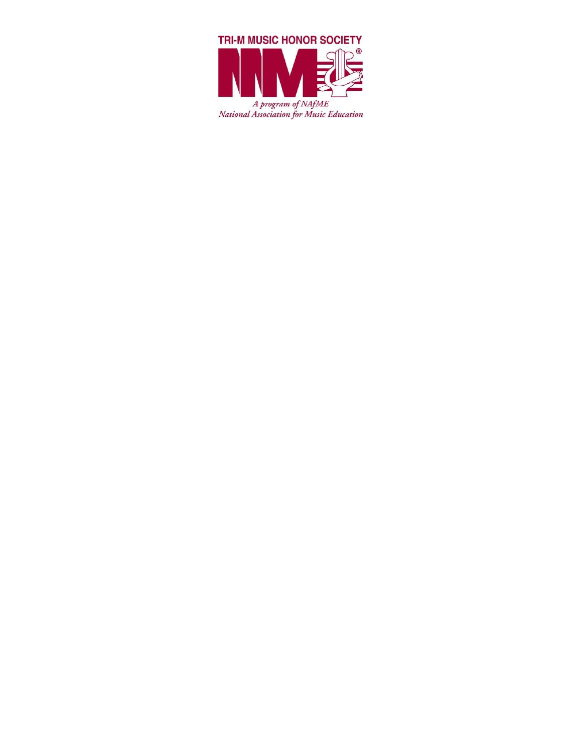TRI-M MUSIC HONOR SOCIETY

A program of NAfME
National Association for Music Education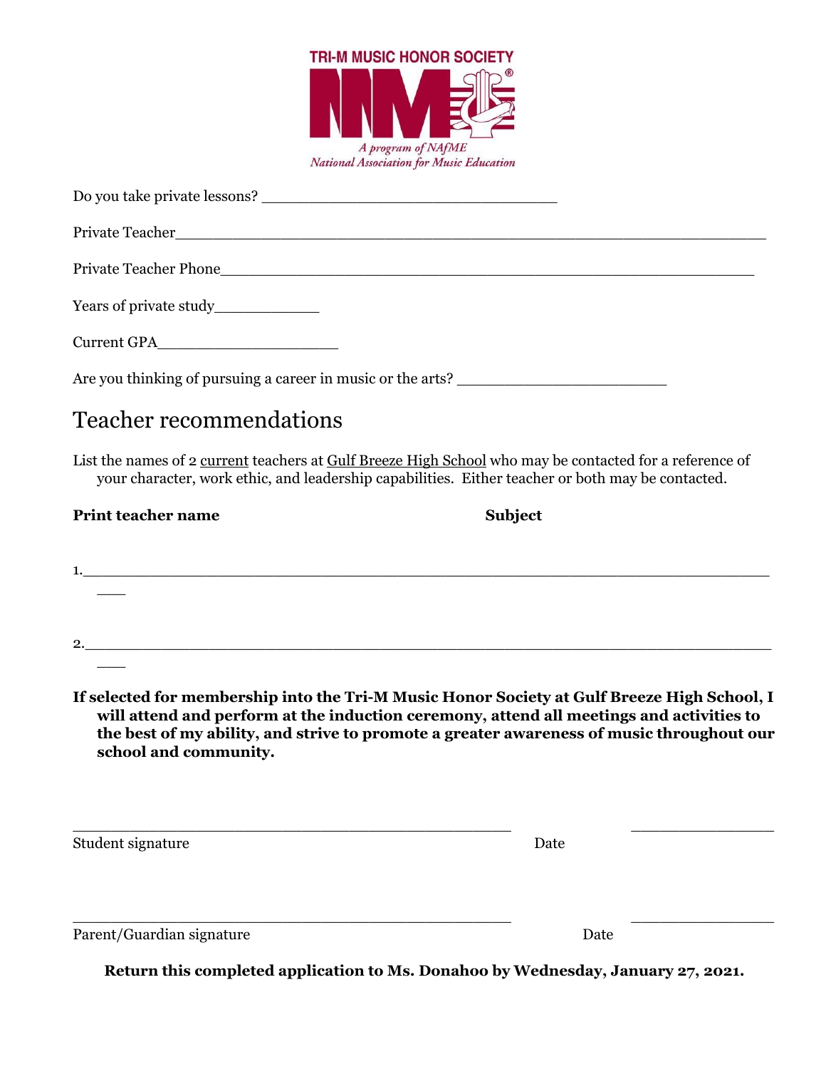TRI-M MUSIC HONOR SOCIETY

*A program of NAfME*
*National Association for Music Education*

Do you take private lessons? ________________________________

Private Teacher________________________________________________________________

Private Teacher Phone__________________________________________________________

Years of private study___________

Current GPA___________________

Are you thinking of pursuing a career in music or the arts? ______________________

## Teacher recommendations

List the names of 2 current teachers at Gulf Breeze High School who may be contacted for a reference of your character, work ethic, and leadership capabilities. Either teacher or both may be contacted.

**Print teacher name** **Subject**

1.___________________________________________________________________________

2.___________________________________________________________________________

**If selected for membership into the Tri-M Music Honor Society at Gulf Breeze High School, I will attend and perform at the induction ceremony, attend all meetings and activities to the best of my ability, and strive to promote a greater awareness of music throughout our school and community.**

_______________________________________________ _______________

Student signature Date

_______________________________________________ _______________

Parent/Guardian signature Date

**Return this completed application to Ms. Donahoo by Wednesday, January 27, 2021.**